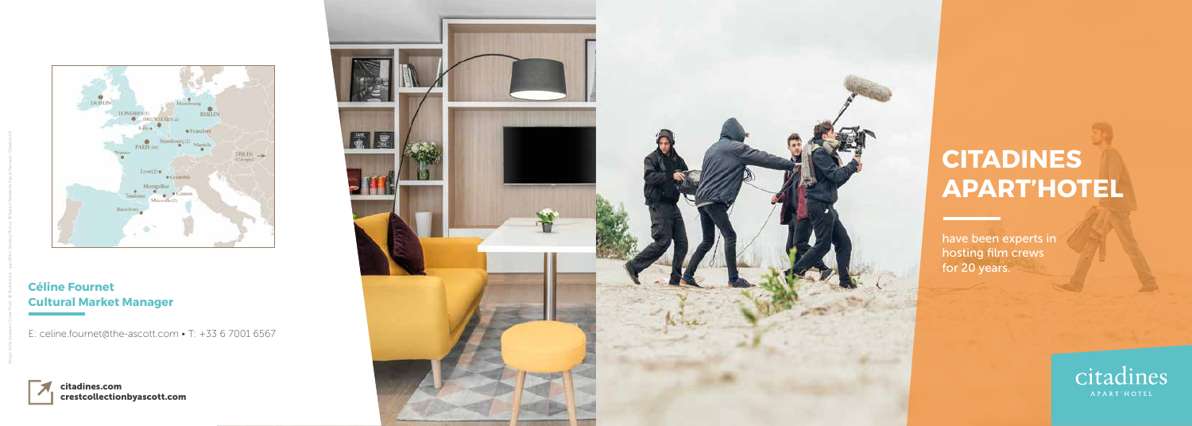# CITADINES APART'HOTEL

have been experts in hosting film crews for 20 years.

**Céline Fournet**
**Cultural Market Manager**

E: celine.fournet@the-ascott.com • T: +33 6 7001 6567

**citadines.com**
**crestcollectionbyascott.com**

citadines
APART'HOTEL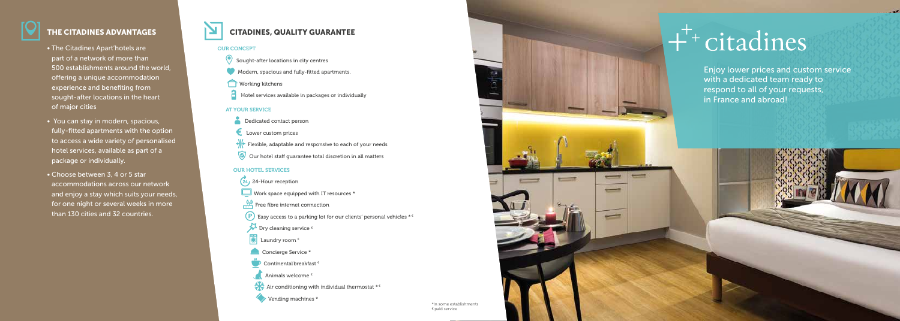## THE CITADINES ADVANTAGES

- The Citadines Apart'hotels are part of a network of more than 500 establishments around the world, offering a unique accommodation experience and benefiting from sought-after locations in the heart of major cities
- You can stay in modern, spacious, fully-fitted apartments with the option to access a wide variety of personalised hotel services, available as part of a package or individually.
- Choose between 3, 4 or 5 star accommodations across our network and enjoy a stay which suits your needs, for one night or several weeks in more than 130 cities and 32 countries.

## CITADINES, QUALITY GUARANTEE

### OUR CONCEPT

- Sought-after locations in city centres
- Modern, spacious and fully-fitted apartments.
- Working kitchens
- Hotel services available in packages or individually

### AT YOUR SERVICE

- Dedicated contact person
- Lower custom prices
- Flexible, adaptable and responsive to each of your needs
- Our hotel staff guarantee total discretion in all matters

### OUR HOTEL SERVICES

- 24-Hour reception
- Work space equipped with IT resources *
- Free fibre internet connection
- Easy access to a parking lot for our clients' personal vehicles * €
- Dry cleaning service €
- Laundry room €
- Concierge Service *
- Continental breakfast €
- Animals welcome €
- Air conditioning with individual thermostat * €
- Vending machines *

*in some establishments
€ paid service

# citadines

Enjoy lower prices and custom service with a dedicated team ready to respond to all of your requests, in France and abroad!